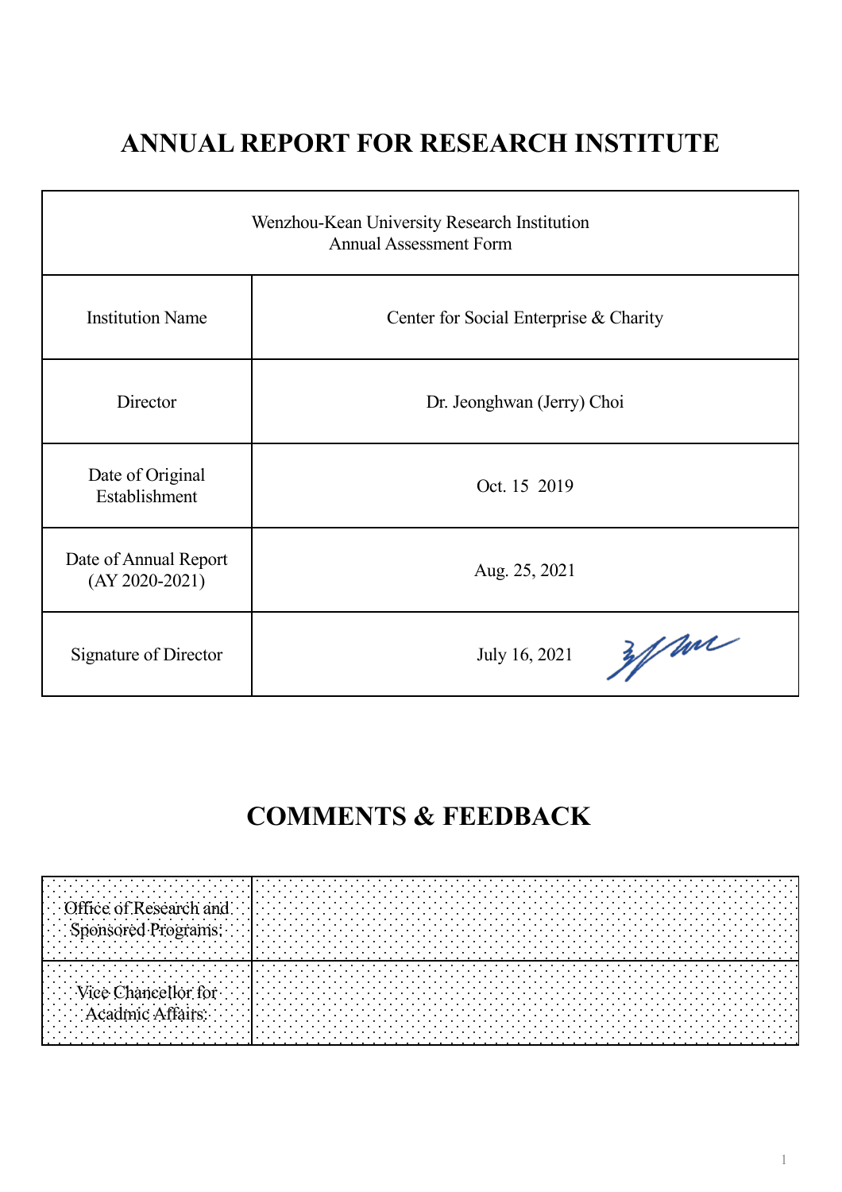# ANNUAL REPORT FOR RESEARCH INSTITUTE

| Wenzhou-Kean University Research Institution<br>Annual Assessment Form | |
|---|---|
| Institution Name | Center for Social Enterprise & Charity |
| Director | Dr. Jeonghwan (Jerry) Choi |
| Date of Original Establishment | Oct. 15 2019 |
| Date of Annual Report (AY 2020-2021) | Aug. 25, 2021 |
| Signature of Director | July 16, 2021 |

# COMMENTS & FEEDBACK

| Office of Research and Sponsored Programs: | |
|---|---|
| Vice Chancellor for Acadmic Affairs: | |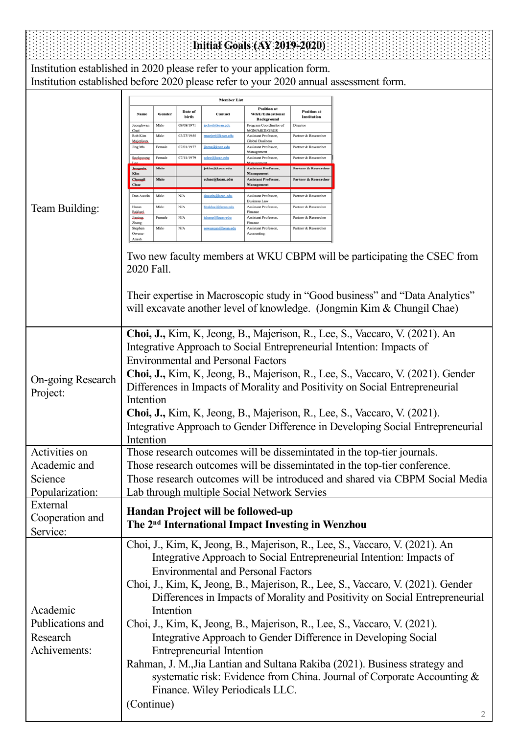# Initial Goals (AY 2019-2020)

Institution established in 2020 please refer to your application form.
Institution established before 2020 please refer to your 2020 annual assessment form.

**Team Building:**

**Member List**

| Name | Gender | Date of birth | Contact | Position at WKU/Educational Background | Position at Institution |
|---|---|---|---|---|---|
| Jeonghwan Choi | Male | 09/08/1971 | jechoi@kean.edu | Program Coordinator of MGM/MKT/GBUS | Director |
| Rob Kim Majerison | Male | 03/27/1955 | rmarjeri@kean.edu | Assistant Professor, Global Business | Partner & Researcher |
| Jing Ma | Female | 07/01/1977 | jinma@kean.edu | Assistant Professor, Management | Partner & Researcher |
| Sookyoung Lee | Female | 07/11/1979 | solee@kean.edu | Assistant Professor, Management | Partner & Researcher |
| **Jongmin Kim** | **Male** | | **jokim@kean.edu** | **Assistant Professor, Management** | **Partner & Researcher** |
| **Chungil Chae** | **Male** | | **cchae@kean.edu** | **Assistant Professor, Management** | **Partner & Researcher** |
| Dan Austin | Male | N/A | daustin@kean.edu | Assistant Professor, Business Law | Partner & Researcher |
| Hasan Baklaci | Male | N/A | hbaklaci@kean.edu | Assistant Professor, Finance | Partner & Researcher |
| Jianing Zhang | Female | N/A | jzhang@kean.edu | Assistant Professor, Finance | Partner & Researcher |
| Stephen Owusu-Ansah | Male | N/A | sowusuan@kean.edu | Assistant Professor, Accounting | Partner & Researcher |

Two new faculty members at WKU CBPM will be participating the CSEC from 2020 Fall.

Their expertise in Macroscopic study in "Good business" and "Data Analytics" will excavate another level of knowledge. (Jongmin Kim & Chungil Chae)

**On-going Research Project:**

**Choi, J.,** Kim, K, Jeong, B., Majerison, R., Lee, S., Vaccaro, V. (2021). An Integrative Approach to Social Entrepreneurial Intention: Impacts of Environmental and Personal Factors

**Choi, J.,** Kim, K, Jeong, B., Majerison, R., Lee, S., Vaccaro, V. (2021). Gender Differences in Impacts of Morality and Positivity on Social Entrepreneurial Intention

**Choi, J.,** Kim, K, Jeong, B., Majerison, R., Lee, S., Vaccaro, V. (2021). Integrative Approach to Gender Difference in Developing Social Entrepreneurial Intention

**Activities on Academic and Science Popularization:**

Those research outcomes will be dissemintated in the top-tier journals.
Those research outcomes will be dissemintated in the top-tier conference.
Those research outcomes will be introduced and shared via CBPM Social Media Lab through multiple Social Network Servies

**External Cooperation and Service:**

**Handan Project will be followed-up**
**The 2nd International Impact Investing in Wenzhou**

**Academic Publications and Research Achivements:**

Choi, J., Kim, K, Jeong, B., Majerison, R., Lee, S., Vaccaro, V. (2021). An Integrative Approach to Social Entrepreneurial Intention: Impacts of Environmental and Personal Factors

Choi, J., Kim, K, Jeong, B., Majerison, R., Lee, S., Vaccaro, V. (2021). Gender Differences in Impacts of Morality and Positivity on Social Entrepreneurial Intention

Choi, J., Kim, K, Jeong, B., Majerison, R., Lee, S., Vaccaro, V. (2021). Integrative Approach to Gender Difference in Developing Social Entrepreneurial Intention

Rahman, J. M.,Jia Lantian and Sultana Rakiba (2021). Business strategy and systematic risk: Evidence from China. Journal of Corporate Accounting & Finance. Wiley Periodicals LLC.

(Continue)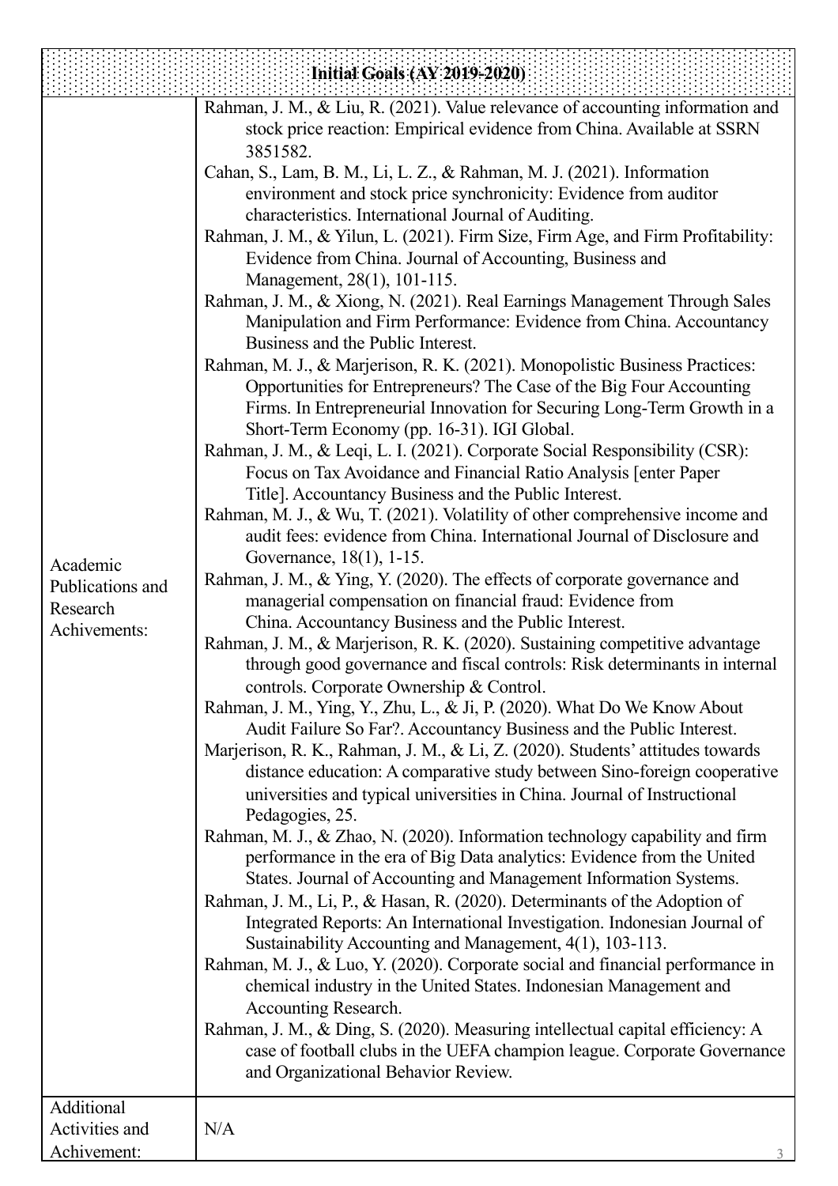| Initial Goals (AY 2019-2020) | |
|---|---|
| Academic Publications and Research Achievements: | Rahman, J. M., & Liu, R. (2021). Value relevance of accounting information and stock price reaction: Empirical evidence from China. Available at SSRN 3851582.<br>Cahan, S., Lam, B. M., Li, L. Z., & Rahman, M. J. (2021). Information environment and stock price synchronicity: Evidence from auditor characteristics. International Journal of Auditing.<br>Rahman, J. M., & Yilun, L. (2021). Firm Size, Firm Age, and Firm Profitability: Evidence from China. Journal of Accounting, Business and Management, 28(1), 101-115.<br>Rahman, J. M., & Xiong, N. (2021). Real Earnings Management Through Sales Manipulation and Firm Performance: Evidence from China. Accountancy Business and the Public Interest.<br>Rahman, M. J., & Marjerison, R. K. (2021). Monopolistic Business Practices: Opportunities for Entrepreneurs? The Case of the Big Four Accounting Firms. In Entrepreneurial Innovation for Securing Long-Term Growth in a Short-Term Economy (pp. 16-31). IGI Global.<br>Rahman, J. M., & Leqi, L. I. (2021). Corporate Social Responsibility (CSR): Focus on Tax Avoidance and Financial Ratio Analysis [enter Paper Title]. Accountancy Business and the Public Interest.<br>Rahman, M. J., & Wu, T. (2021). Volatility of other comprehensive income and audit fees: evidence from China. International Journal of Disclosure and Governance, 18(1), 1-15.<br>Rahman, J. M., & Ying, Y. (2020). The effects of corporate governance and managerial compensation on financial fraud: Evidence from China. Accountancy Business and the Public Interest.<br>Rahman, J. M., & Marjerison, R. K. (2020). Sustaining competitive advantage through good governance and fiscal controls: Risk determinants in internal controls. Corporate Ownership & Control.<br>Rahman, J. M., Ying, Y., Zhu, L., & Ji, P. (2020). What Do We Know About Audit Failure So Far?. Accountancy Business and the Public Interest.<br>Marjerison, R. K., Rahman, J. M., & Li, Z. (2020). Students' attitudes towards distance education: A comparative study between Sino-foreign cooperative universities and typical universities in China. Journal of Instructional Pedagogies, 25.<br>Rahman, M. J., & Zhao, N. (2020). Information technology capability and firm performance in the era of Big Data analytics: Evidence from the United States. Journal of Accounting and Management Information Systems.<br>Rahman, J. M., Li, P., & Hasan, R. (2020). Determinants of the Adoption of Integrated Reports: An International Investigation. Indonesian Journal of Sustainability Accounting and Management, 4(1), 103-113.<br>Rahman, M. J., & Luo, Y. (2020). Corporate social and financial performance in chemical industry in the United States. Indonesian Management and Accounting Research.<br>Rahman, J. M., & Ding, S. (2020). Measuring intellectual capital efficiency: A case of football clubs in the UEFA champion league. Corporate Governance and Organizational Behavior Review. |
| Additional Activities and Achievement: | N/A |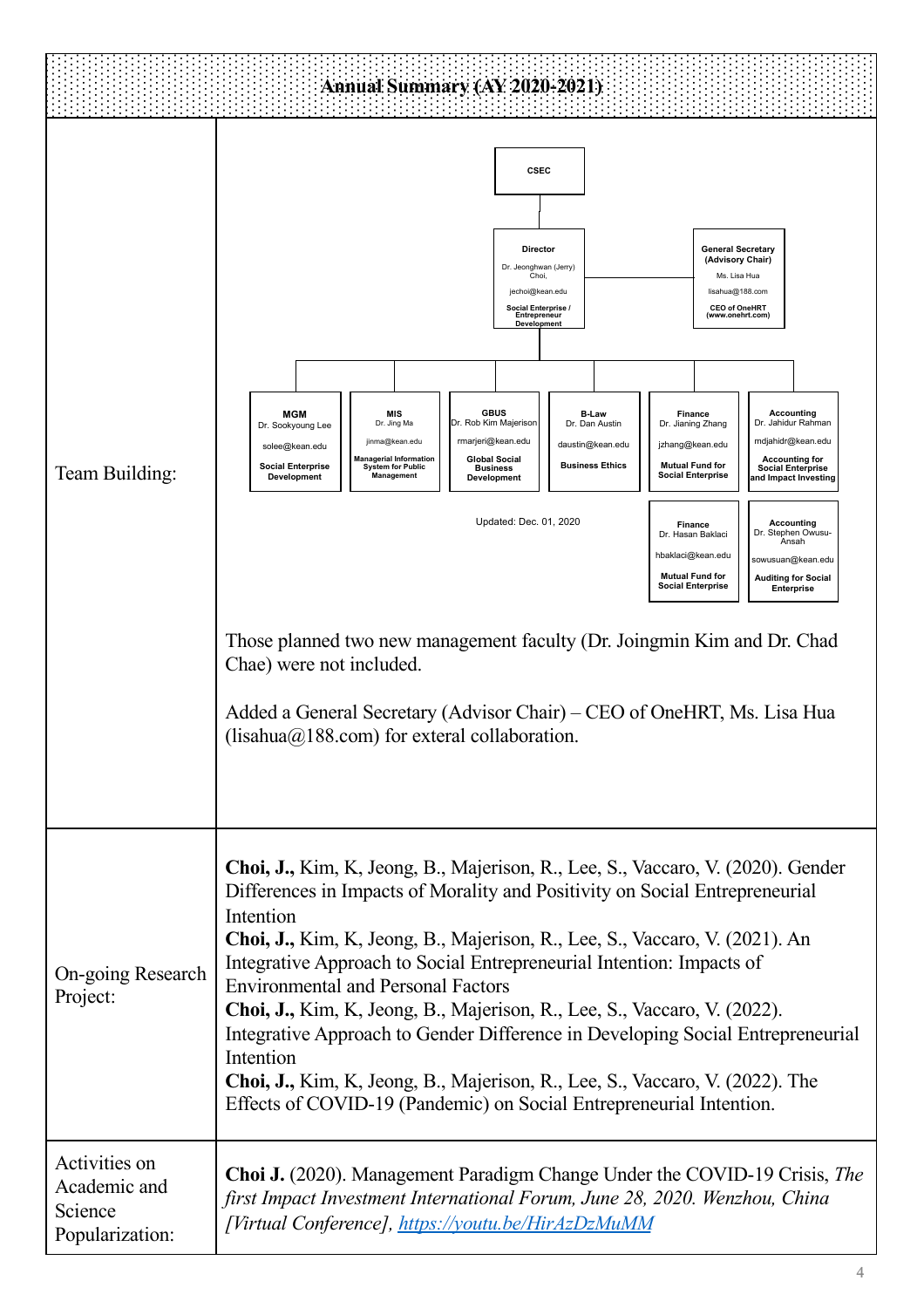# Annual Summary (AY 2020-2021)

| | |
|---|---|
| Team Building: | CSEC<br><br>**Director**<br>Dr. Jeonghwan (Jerry) Choi,<br>jechoi@kean.edu<br>**Social Enterprise / Entrepreneur Development**<br><br>**General Secretary (Advisory Chair)**<br>Ms. Lisa Hua<br>lisahua@188.com<br>**CEO of OneHRT (www.onehrt.com)**<br><br>**MGM** – Dr. Sookyoung Lee, solee@kean.edu, **Social Enterprise Development**<br>**MIS** – Dr. Jing Ma, jinma@kean.edu, **Managerial Information System for Public Management**<br>**GBUS** – Dr. Rob Kim Majerison, rmarjeri@kean.edu, **Global Social Business Development**<br>**B-Law** – Dr. Dan Austin, daustin@kean.edu, **Business Ethics**<br>**Finance** – Dr. Jianing Zhang, jzhang@kean.edu, **Mutual Fund for Social Enterprise**<br>**Accounting** – Dr. Jahidur Rahman, mdjahidr@kean.edu, **Accounting for Social Enterprise and Impact Investing**<br>**Finance** – Dr. Hasan Baklaci, hbaklaci@kean.edu, **Mutual Fund for Social Enterprise**<br>**Accounting** – Dr. Stephen Owusu-Ansah, sowusuan@kean.edu, **Auditing for Social Enterprise**<br><br>Updated: Dec. 01, 2020<br><br>Those planned two new management faculty (Dr. Joingmin Kim and Dr. Chad Chae) were not included.<br><br>Added a General Secretary (Advisor Chair) – CEO of OneHRT, Ms. Lisa Hua (lisahua@188.com) for exteral collaboration. |
| On-going Research Project: | **Choi, J.,** Kim, K, Jeong, B., Majerison, R., Lee, S., Vaccaro, V. (2020). Gender Differences in Impacts of Morality and Positivity on Social Entrepreneurial Intention<br>**Choi, J.,** Kim, K, Jeong, B., Majerison, R., Lee, S., Vaccaro, V. (2021). An Integrative Approach to Social Entrepreneurial Intention: Impacts of Environmental and Personal Factors<br>**Choi, J.,** Kim, K, Jeong, B., Majerison, R., Lee, S., Vaccaro, V. (2022). Integrative Approach to Gender Difference in Developing Social Entrepreneurial Intention<br>**Choi, J.,** Kim, K, Jeong, B., Majerison, R., Lee, S., Vaccaro, V. (2022). The Effects of COVID-19 (Pandemic) on Social Entrepreneurial Intention. |
| Activities on Academic and Science Popularization: | **Choi J.** (2020). Management Paradigm Change Under the COVID-19 Crisis, *The first Impact Investment International Forum, June 28, 2020. Wenzhou, China [Virtual Conference],* *https://youtu.be/HirAzDzMuMM* |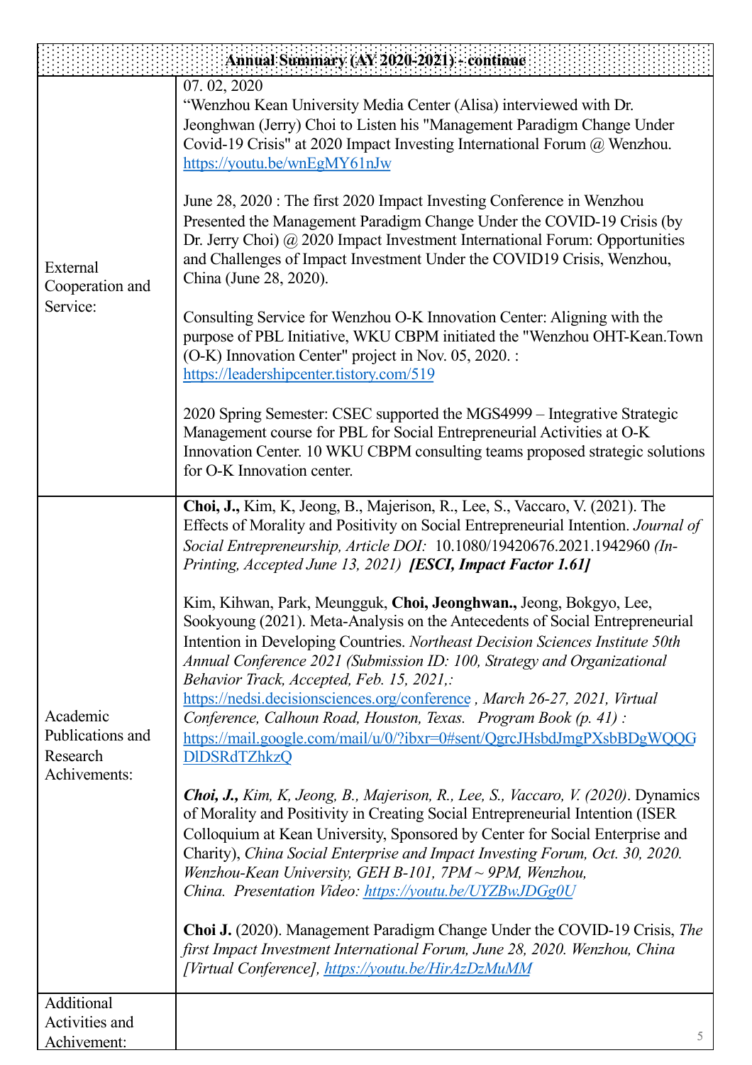| Annual Summary (AY 2020-2021) - continue | |
|---|---|
| External Cooperation and Service: | 07. 02, 2020<br>"Wenzhou Kean University Media Center (Alisa) interviewed with Dr. Jeonghwan (Jerry) Choi to Listen his "Management Paradigm Change Under Covid-19 Crisis" at 2020 Impact Investing International Forum @ Wenzhou. https://youtu.be/wnEgMY61nJw<br><br>June 28, 2020 : The first 2020 Impact Investing Conference in Wenzhou Presented the Management Paradigm Change Under the COVID-19 Crisis (by Dr. Jerry Choi) @ 2020 Impact Investment International Forum: Opportunities and Challenges of Impact Investment Under the COVID19 Crisis, Wenzhou, China (June 28, 2020).<br><br>Consulting Service for Wenzhou O-K Innovation Center: Aligning with the purpose of PBL Initiative, WKU CBPM initiated the "Wenzhou OHT-Kean.Town (O-K) Innovation Center" project in Nov. 05, 2020. : https://leadershipcenter.tistory.com/519<br><br>2020 Spring Semester: CSEC supported the MGS4999 – Integrative Strategic Management course for PBL for Social Entrepreneurial Activities at O-K Innovation Center. 10 WKU CBPM consulting teams proposed strategic solutions for O-K Innovation center. |
| Academic Publications and Research Achivements: | **Choi, J.,** Kim, K, Jeong, B., Majerison, R., Lee, S., Vaccaro, V. (2021). The Effects of Morality and Positivity on Social Entrepreneurial Intention. *Journal of Social Entrepreneurship, Article DOI:* 10.1080/19420676.2021.1942960 *(In-Printing, Accepted June 13, 2021)* ***[ESCI, Impact Factor 1.61]***<br><br>Kim, Kihwan, Park, Meungguk, **Choi, Jeonghwan.,** Jeong, Bokgyo, Lee, Sookyoung (2021). Meta-Analysis on the Antecedents of Social Entrepreneurial Intention in Developing Countries. *Northeast Decision Sciences Institute 50th Annual Conference 2021 (Submission ID: 100, Strategy and Organizational Behavior Track, Accepted, Feb. 15, 2021,:* https://nedsi.decisionsciences.org/conference *, March 26-27, 2021, Virtual Conference, Calhoun Road, Houston, Texas. Program Book (p. 41) :* https://mail.google.com/mail/u/0/?ibxr=0#sent/QgrcJHsbdJmgPXsbBDgWQQGDlDSRdTZhkzQ<br><br>***Choi, J.,*** *Kim, K, Jeong, B., Majerison, R., Lee, S., Vaccaro, V. (2020)*. Dynamics of Morality and Positivity in Creating Social Entrepreneurial Intention (ISER Colloquium at Kean University, Sponsored by Center for Social Enterprise and Charity), *China Social Enterprise and Impact Investing Forum, Oct. 30, 2020. Wenzhou-Kean University, GEH B-101, 7PM ~ 9PM, Wenzhou, China. Presentation Video:* *https://youtu.be/UYZBwJDGg0U*<br><br>**Choi J.** (2020). Management Paradigm Change Under the COVID-19 Crisis, *The first Impact Investment International Forum, June 28, 2020. Wenzhou, China [Virtual Conference],* *https://youtu.be/HirAzDzMuMM* |
| Additional Activities and Achivement: | |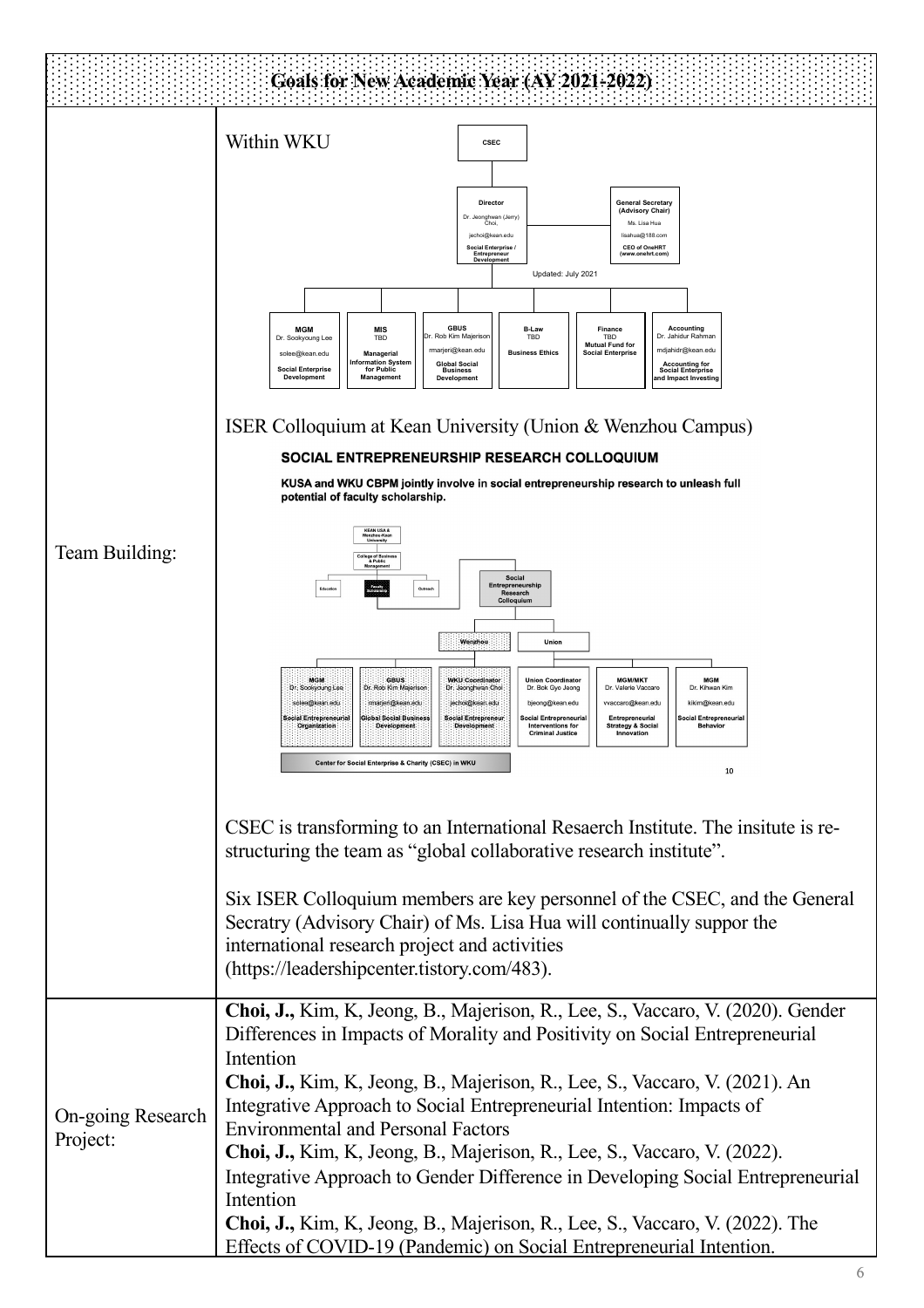| Goals for New Academic Year (AY 2021-2022) | |
|---|---|
| Team Building: | Within WKU<br><br>CSEC<br><br>Director: Dr. Jeonghwan (Jerry) Choi, jechoi@kean.edu, Social Enterprise / Entrepreneur Development<br><br>General Secretary (Advisory Chair): Ms. Lisa Hua, lisahua@188.com, CEO of OneHRT (www.onehrt.com)<br><br>Updated: July 2021<br><br>MGM: Dr. Sookyoung Lee, solee@kean.edu, Social Enterprise Development<br>MIS: TBD, Managerial Information System for Public Management<br>GBUS: Dr. Rob Kim Majerison, rmarjeri@kean.edu, Global Social Business Development<br>B-Law: TBD, Business Ethics<br>Finance: TBD, Mutual Fund for Social Enterprise<br>Accounting: Dr. Jahidur Rahman, mdjahidr@kean.edu, Accounting for Social Enterprise and Impact Investing<br><br>ISER Colloquium at Kean University (Union & Wenzhou Campus)<br><br>**SOCIAL ENTREPRENEURSHIP RESEARCH COLLOQUIUM**<br><br>**KUSA and WKU CBPM jointly involve in social entrepreneurship research to unleash full potential of faculty scholarship.**<br><br>Kean USA & Wenzhou-Kean University → College of Business & Public Management → Education / Faculty Scholarship / Outreach → Social Entrepreneurship Research Colloquium → Wenzhou / Union<br><br>Wenzhou:<br>MGM: Dr. Sookyoung Lee, solee@kean.edu, Social Entrepreneurial Organization<br>GBUS: Dr. Rob Kim Majerison, rmarjeri@kean.edu, Global Social Business Development<br>WKU Coordinator: Dr. Jeonghwan Choi, jechoi@kean.edu, Social Entrepreneur Development<br><br>Union:<br>Union Coordinator: Dr. Bok Gyo Jeong, bjeong@kean.edu, Social Entrepreneurial Interventions for Criminal Justice<br>MGM/MKT: Dr. Valerie Vaccaro, vvaccaro@kean.edu, Entrepreneurial Strategy & Social Innovation<br>MGM: Dr. Kihwan Kim, kikim@kean.edu, Social Entrepreneurial Behavior<br><br>Center for Social Enterprise & Charity (CSEC) in WKU<br><br>10<br><br>CSEC is transforming to an International Resaerch Institute. The insitute is re-structuring the team as "global collaborative research institute".<br><br>Six ISER Colloquium members are key personnel of the CSEC, and the General Secratry (Advisory Chair) of Ms. Lisa Hua will continually suppor the international research project and activities (https://leadershipcenter.tistory.com/483). |
| On-going Research Project: | **Choi, J.,** Kim, K, Jeong, B., Majerison, R., Lee, S., Vaccaro, V. (2020). Gender Differences in Impacts of Morality and Positivity on Social Entrepreneurial Intention<br>**Choi, J.,** Kim, K, Jeong, B., Majerison, R., Lee, S., Vaccaro, V. (2021). An Integrative Approach to Social Entrepreneurial Intention: Impacts of Environmental and Personal Factors<br>**Choi, J.,** Kim, K, Jeong, B., Majerison, R., Lee, S., Vaccaro, V. (2022). Integrative Approach to Gender Difference in Developing Social Entrepreneurial Intention<br>**Choi, J.,** Kim, K, Jeong, B., Majerison, R., Lee, S., Vaccaro, V. (2022). The Effects of COVID-19 (Pandemic) on Social Entrepreneurial Intention. |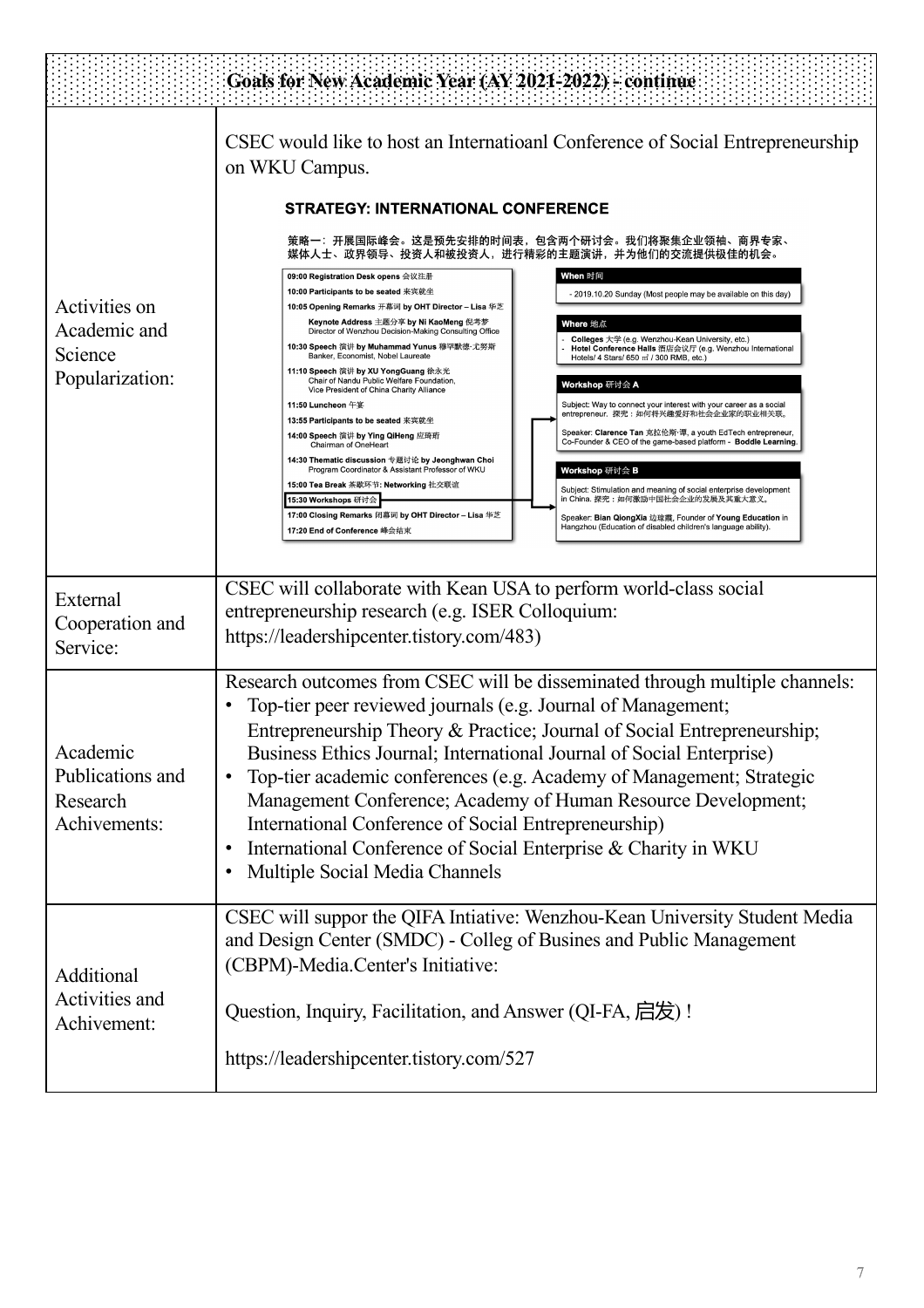| Goals for New Academic Year (AY 2021-2022) - continue | |
|---|---|
| Activities on Academic and Science Popularization: | CSEC would like to host an Internatioanl Conference of Social Entrepreneurship on WKU Campus.<br><br>**STRATEGY: INTERNATIONAL CONFERENCE**<br><br>策略一：开展国际峰会。这是预先安排的时间表，包含两个研讨会。我们将聚集企业领袖、商界专家、媒体人士、政界领导、投资人和被投资人，进行精彩的主题演讲，并为他们的交流提供极佳的机会。<br><br>09:00 Registration Desk opens 会议注册<br>10:00 Participants to be seated 来宾就坐<br>10:05 Opening Remarks 开幕词 by OHT Director – Lisa 华芝<br>Keynote Address 主题分享 by Ni KaoMeng 倪考梦 Director of Wenzhou Decision-Making Consulting Office<br>10:30 Speech 演讲 by Muhammad Yunus 穆罕默德·尤努斯 Banker, Economist, Nobel Laureate<br>11:10 Speech 演讲 by XU YongGuang 徐永光 Chair of Nandu Public Welfare Foundation, Vice President of China Charity Alliance<br>11:50 Luncheon 午宴<br>13:55 Participants to be seated 来宾就坐<br>14:00 Speech 演讲 by Ying QiHeng 应琦珩 Chairman of OneHeart<br>14:30 Thematic discussion 专题讨论 by Jeonghwan Choi Program Coordinator & Assistant Professor of WKU<br>15:00 Tea Break 茶歇环节: Networking 社交联谊<br>15:30 Workshops 研讨会<br>17:00 Closing Remarks 闭幕词 by OHT Director – Lisa 华芝<br>17:20 End of Conference 峰会结束<br><br>**When 时间**<br>- 2019.10.20 Sunday (Most people may be available on this day)<br><br>**Where 地点**<br>- Colleges 大学 (e.g. Wenzhou-Kean University, etc.)<br>- Hotel Conference Halls 酒店会议厅 (e.g. Wenzhou International Hotels/ 4 Stars/ 650 ㎡ / 300 RMB, etc.)<br><br>**Workshop 研讨会 A**<br>Subject: Way to connect your interest with your career as a social entrepreneur. 探究：如何将兴趣爱好和社会企业家的职业相关联。<br>Speaker: Clarence Tan 克拉伦斯·谭, a youth EdTech entrepreneur, Co-Founder & CEO of the game-based platform - Boddle Learning.<br><br>**Workshop 研讨会 B**<br>Subject: Stimulation and meaning of social enterprise development in China. 探究：如何激励中国社会企业的发展及其重大意义。<br>Speaker: Bian QiongXia 边琼霞, Founder of Young Education in Hangzhou (Education of disabled children's language ability). |
| External Cooperation and Service: | CSEC will collaborate with Kean USA to perform world-class social entrepreneurship research (e.g. ISER Colloquium: https://leadershipcenter.tistory.com/483) |
| Academic Publications and Research Achievements: | Research outcomes from CSEC will be disseminated through multiple channels:<br>• Top-tier peer reviewed journals (e.g. Journal of Management; Entrepreneurship Theory & Practice; Journal of Social Entrepreneurship; Business Ethics Journal; International Journal of Social Enterprise)<br>• Top-tier academic conferences (e.g. Academy of Management; Strategic Management Conference; Academy of Human Resource Development; International Conference of Social Entrepreneurship)<br>• International Conference of Social Enterprise & Charity in WKU<br>• Multiple Social Media Channels |
| Additional Activities and Achievement: | CSEC will suppor the QIFA Intiative: Wenzhou-Kean University Student Media and Design Center (SMDC) - Colleg of Busines and Public Management (CBPM)-Media.Center's Initiative:<br><br>Question, Inquiry, Facilitation, and Answer (QI-FA, 启发) !<br><br>https://leadershipcenter.tistory.com/527 |